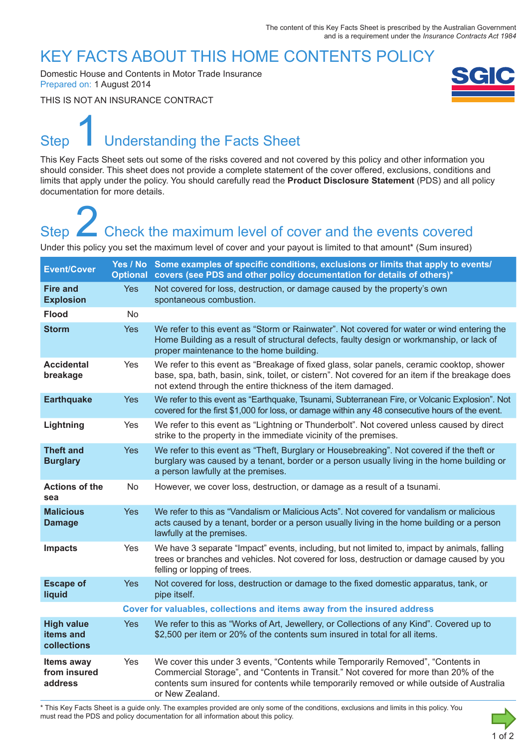The content of this Key Facts Sheet is prescribed by the Australian Government and is a requirement under the *Insurance Contracts Act 1984*

# KEY FACTS ABOUT THIS HOME CONTENTS POLICY

Domestic House and Contents in Motor Trade Insurance
Prepared on: 1 August 2014

THIS IS NOT AN INSURANCE CONTRACT

## Step 1 Understanding the Facts Sheet

This Key Facts Sheet sets out some of the risks covered and not covered by this policy and other information you should consider. This sheet does not provide a complete statement of the cover offered, exclusions, conditions and limits that apply under the policy. You should carefully read the **Product Disclosure Statement** (PDS) and all policy documentation for more details.

## Step 2 Check the maximum level of cover and the events covered

Under this policy you set the maximum level of cover and your payout is limited to that amount* (Sum insured)

| Event/Cover | Yes / No Optional | Some examples of specific conditions, exclusions or limits that apply to events/ covers (see PDS and other policy documentation for details of others)* |
|---|---|---|
| **Fire and Explosion** | Yes | Not covered for loss, destruction, or damage caused by the property's own spontaneous combustion. |
| **Flood** | No | |
| **Storm** | Yes | We refer to this event as "Storm or Rainwater". Not covered for water or wind entering the Home Building as a result of structural defects, faulty design or workmanship, or lack of proper maintenance to the home building. |
| **Accidental breakage** | Yes | We refer to this event as "Breakage of fixed glass, solar panels, ceramic cooktop, shower base, spa, bath, basin, sink, toilet, or cistern". Not covered for an item if the breakage does not extend through the entire thickness of the item damaged. |
| **Earthquake** | Yes | We refer to this event as "Earthquake, Tsunami, Subterranean Fire, or Volcanic Explosion". Not covered for the first $1,000 for loss, or damage within any 48 consecutive hours of the event. |
| **Lightning** | Yes | We refer to this event as "Lightning or Thunderbolt". Not covered unless caused by direct strike to the property in the immediate vicinity of the premises. |
| **Theft and Burglary** | Yes | We refer to this event as "Theft, Burglary or Housebreaking". Not covered if the theft or burglary was caused by a tenant, border or a person usually living in the home building or a person lawfully at the premises. |
| **Actions of the sea** | No | However, we cover loss, destruction, or damage as a result of a tsunami. |
| **Malicious Damage** | Yes | We refer to this as "Vandalism or Malicious Acts". Not covered for vandalism or malicious acts caused by a tenant, border or a person usually living in the home building or a person lawfully at the premises. |
| **Impacts** | Yes | We have 3 separate "Impact" events, including, but not limited to, impact by animals, falling trees or branches and vehicles. Not covered for loss, destruction or damage caused by you felling or lopping of trees. |
| **Escape of liquid** | Yes | Not covered for loss, destruction or damage to the fixed domestic apparatus, tank, or pipe itself. |
| **Cover for valuables, collections and items away from the insured address** | | |
| **High value items and collections** | Yes | We refer to this as "Works of Art, Jewellery, or Collections of any Kind". Covered up to $2,500 per item or 20% of the contents sum insured in total for all items. |
| **Items away from insured address** | Yes | We cover this under 3 events, "Contents while Temporarily Removed", "Contents in Commercial Storage", and "Contents in Transit." Not covered for more than 20% of the contents sum insured for contents while temporarily removed or while outside of Australia or New Zealand. |

\* This Key Facts Sheet is a guide only. The examples provided are only some of the conditions, exclusions and limits in this policy. You must read the PDS and policy documentation for all information about this policy.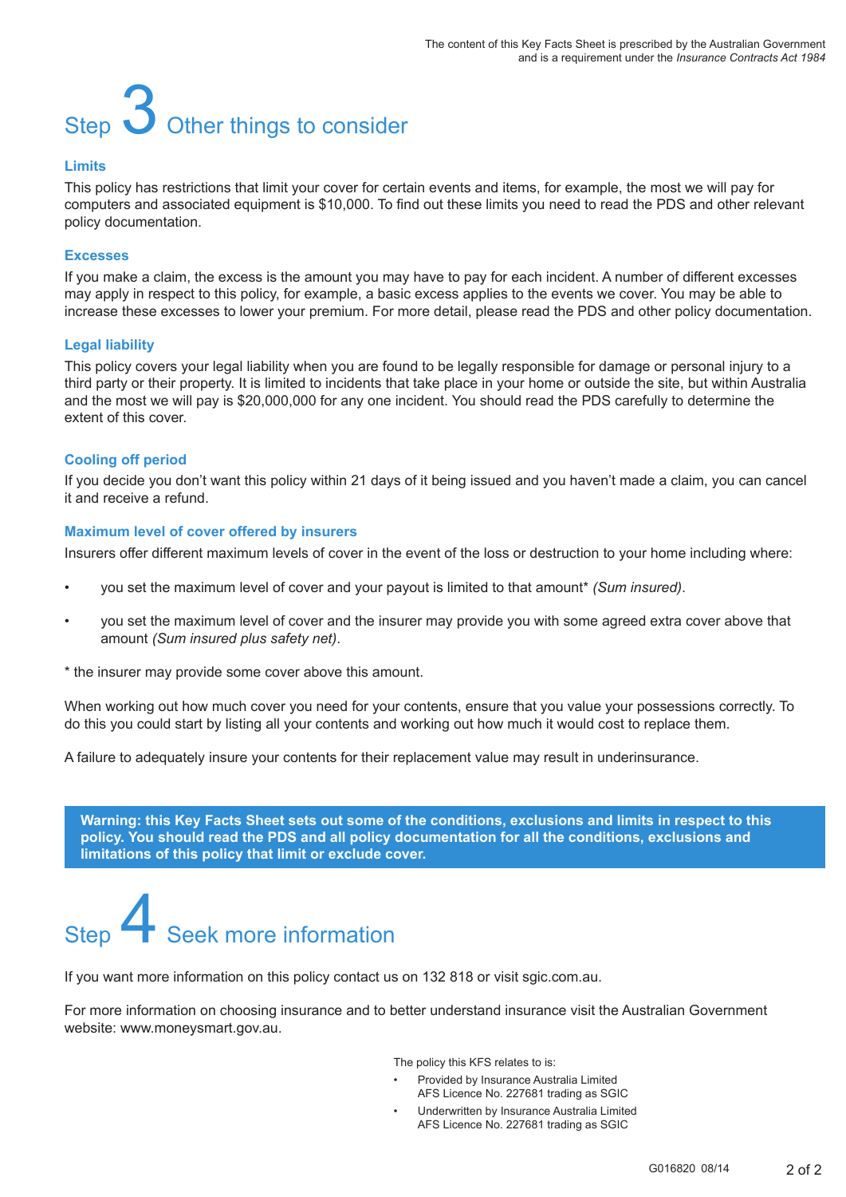The content of this Key Facts Sheet is prescribed by the Australian Government and is a requirement under the *Insurance Contracts Act 1984*

# Step 3 Other things to consider

### Limits

This policy has restrictions that limit your cover for certain events and items, for example, the most we will pay for computers and associated equipment is $10,000. To find out these limits you need to read the PDS and other relevant policy documentation.

### Excesses

If you make a claim, the excess is the amount you may have to pay for each incident. A number of different excesses may apply in respect to this policy, for example, a basic excess applies to the events we cover. You may be able to increase these excesses to lower your premium. For more detail, please read the PDS and other policy documentation.

### Legal liability

This policy covers your legal liability when you are found to be legally responsible for damage or personal injury to a third party or their property. It is limited to incidents that take place in your home or outside the site, but within Australia and the most we will pay is $20,000,000 for any one incident. You should read the PDS carefully to determine the extent of this cover.

### Cooling off period

If you decide you don't want this policy within 21 days of it being issued and you haven't made a claim, you can cancel it and receive a refund.

### Maximum level of cover offered by insurers

Insurers offer different maximum levels of cover in the event of the loss or destruction to your home including where:

- you set the maximum level of cover and your payout is limited to that amount* *(Sum insured)*.
- you set the maximum level of cover and the insurer may provide you with some agreed extra cover above that amount *(Sum insured plus safety net)*.

* the insurer may provide some cover above this amount.

When working out how much cover you need for your contents, ensure that you value your possessions correctly. To do this you could start by listing all your contents and working out how much it would cost to replace them.

A failure to adequately insure your contents for their replacement value may result in underinsurance.

**Warning: this Key Facts Sheet sets out some of the conditions, exclusions and limits in respect to this policy. You should read the PDS and all policy documentation for all the conditions, exclusions and limitations of this policy that limit or exclude cover.**

# Step 4 Seek more information

If you want more information on this policy contact us on 132 818 or visit sgic.com.au.

For more information on choosing insurance and to better understand insurance visit the Australian Government website: www.moneysmart.gov.au.

The policy this KFS relates to is:

- Provided by Insurance Australia Limited AFS Licence No. 227681 trading as SGIC
- Underwritten by Insurance Australia Limited AFS Licence No. 227681 trading as SGIC

G016820 08/14